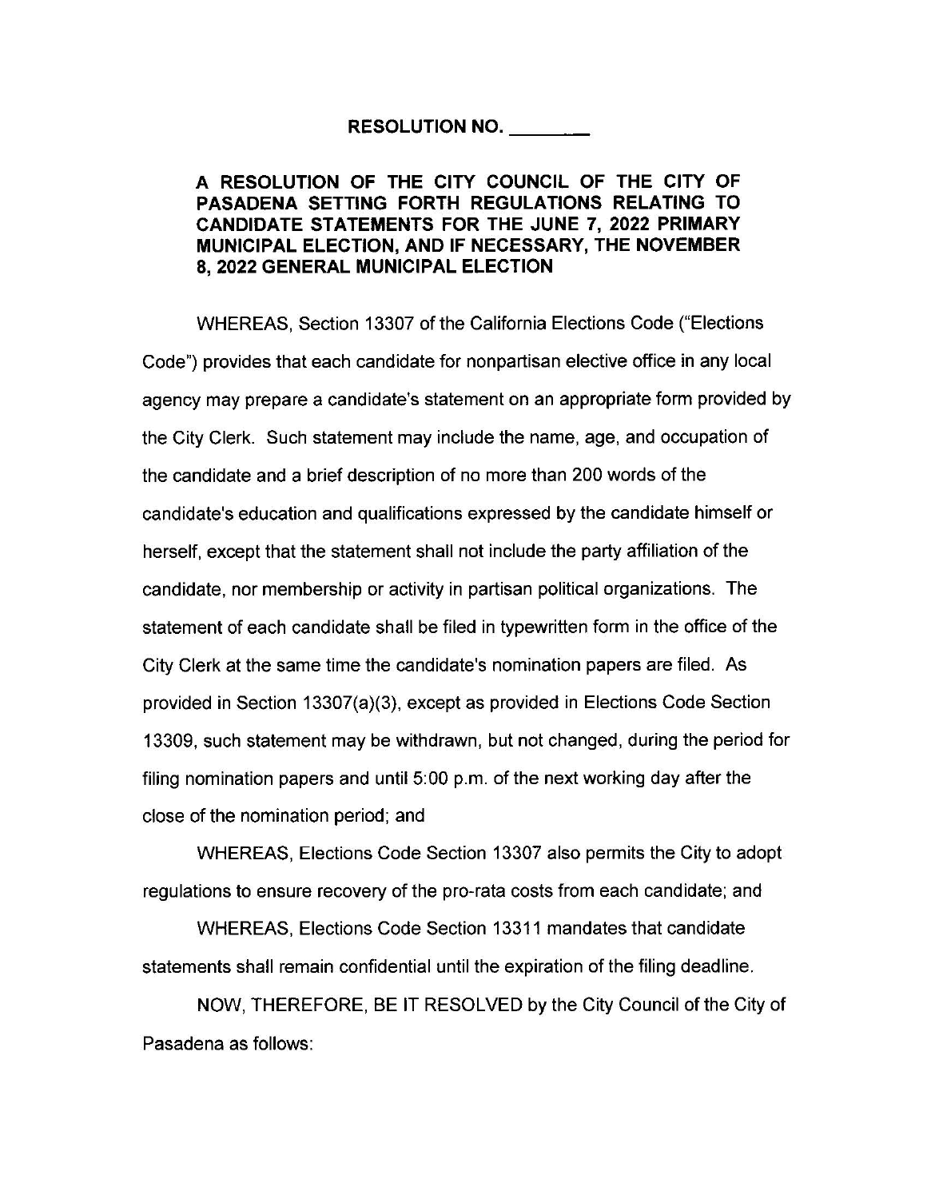**RESOLUTION NO. \_\_\_\_\_\_\_\_**

**A RESOLUTION OF THE CITY COUNCIL OF THE CITY OF PASADENA SETTING FORTH REGULATIONS RELATING TO CANDIDATE STATEMENTS FOR THE JUNE 7, 2022 PRIMARY MUNICIPAL ELECTION, AND IF NECESSARY, THE NOVEMBER 8, 2022 GENERAL MUNICIPAL ELECTION**

WHEREAS, Section 13307 of the California Elections Code ("Elections Code") provides that each candidate for nonpartisan elective office in any local agency may prepare a candidate's statement on an appropriate form provided by the City Clerk. Such statement may include the name, age, and occupation of the candidate and a brief description of no more than 200 words of the candidate's education and qualifications expressed by the candidate himself or herself, except that the statement shall not include the party affiliation of the candidate, nor membership or activity in partisan political organizations. The statement of each candidate shall be filed in typewritten form in the office of the City Clerk at the same time the candidate's nomination papers are filed. As provided in Section 13307(a)(3), except as provided in Elections Code Section 13309, such statement may be withdrawn, but not changed, during the period for filing nomination papers and until 5:00 p.m. of the next working day after the close of the nomination period; and

WHEREAS, Elections Code Section 13307 also permits the City to adopt regulations to ensure recovery of the pro-rata costs from each candidate; and

WHEREAS, Elections Code Section 13311 mandates that candidate statements shall remain confidential until the expiration of the filing deadline.

NOW, THEREFORE, BE IT RESOLVED by the City Council of the City of Pasadena as follows: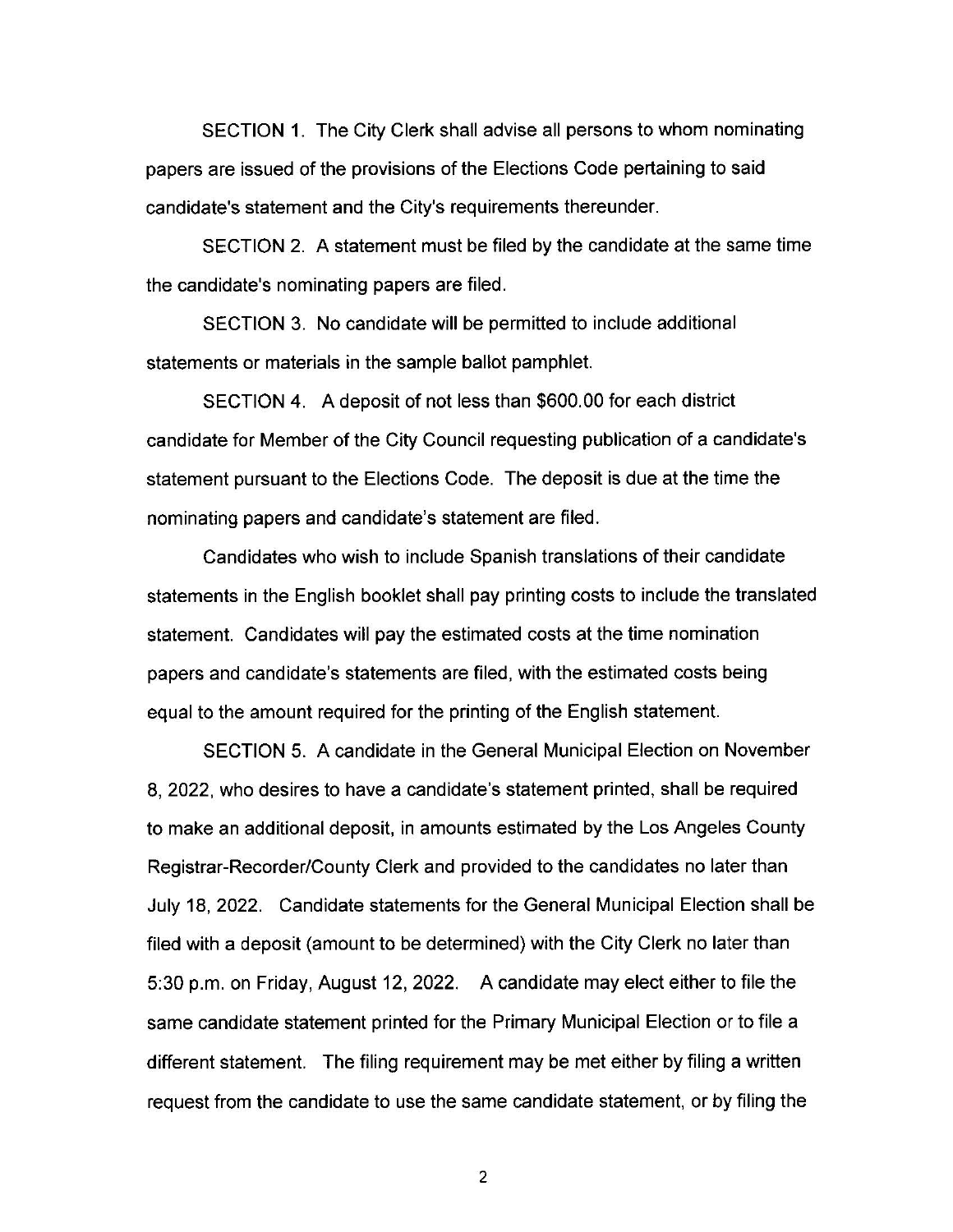SECTION 1. The City Clerk shall advise all persons to whom nominating papers are issued of the provisions of the Elections Code pertaining to said candidate's statement and the City's requirements thereunder.

SECTION 2. A statement must be filed by the candidate at the same time the candidate's nominating papers are filed.

SECTION 3. No candidate will be permitted to include additional statements or materials in the sample ballot pamphlet.

SECTION 4. A deposit of not less than $600.00 for each district candidate for Member of the City Council requesting publication of a candidate's statement pursuant to the Elections Code. The deposit is due at the time the nominating papers and candidate's statement are filed.

Candidates who wish to include Spanish translations of their candidate statements in the English booklet shall pay printing costs to include the translated statement. Candidates will pay the estimated costs at the time nomination papers and candidate's statements are filed, with the estimated costs being equal to the amount required for the printing of the English statement.

SECTION 5. A candidate in the General Municipal Election on November 8, 2022, who desires to have a candidate's statement printed, shall be required to make an additional deposit, in amounts estimated by the Los Angeles County Registrar-Recorder/County Clerk and provided to the candidates no later than July 18, 2022. Candidate statements for the General Municipal Election shall be filed with a deposit (amount to be determined) with the City Clerk no later than 5:30 p.m. on Friday, August 12, 2022. A candidate may elect either to file the same candidate statement printed for the Primary Municipal Election or to file a different statement. The filing requirement may be met either by filing a written request from the candidate to use the same candidate statement, or by filing the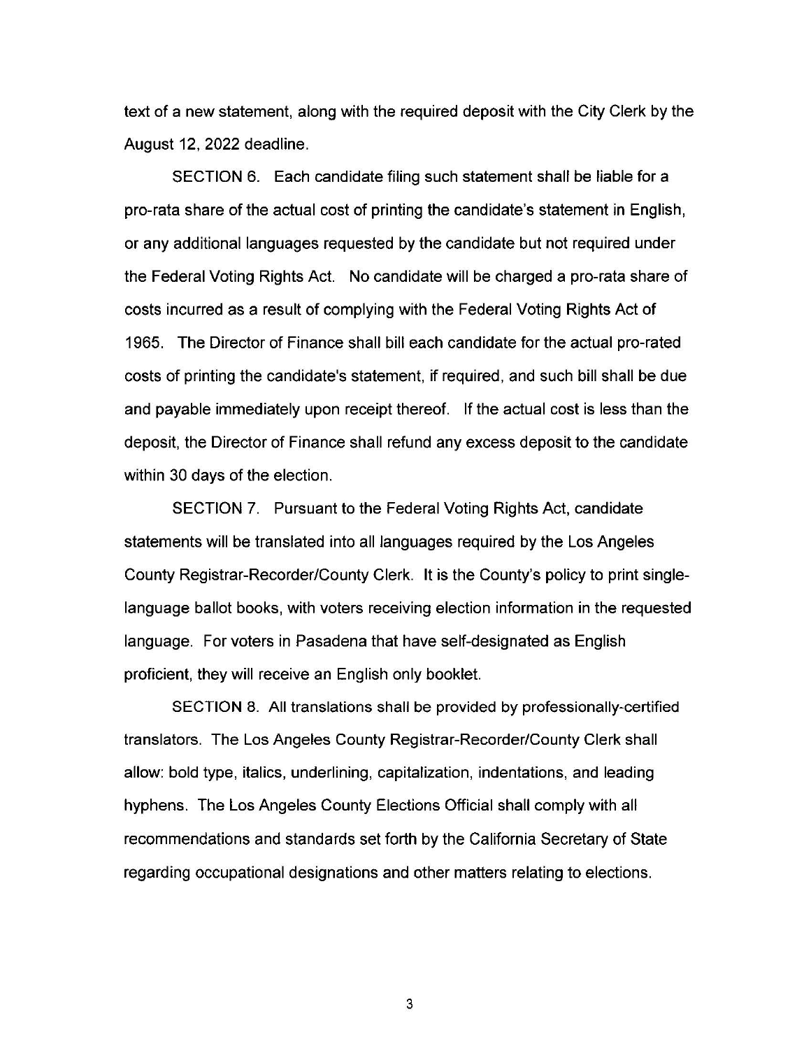text of a new statement, along with the required deposit with the City Clerk by the August 12, 2022 deadline.

SECTION 6. Each candidate filing such statement shall be liable for a pro-rata share of the actual cost of printing the candidate's statement in English, or any additional languages requested by the candidate but not required under the Federal Voting Rights Act. No candidate will be charged a pro-rata share of costs incurred as a result of complying with the Federal Voting Rights Act of 1965. The Director of Finance shall bill each candidate for the actual pro-rated costs of printing the candidate's statement, if required, and such bill shall be due and payable immediately upon receipt thereof. If the actual cost is less than the deposit, the Director of Finance shall refund any excess deposit to the candidate within 30 days of the election.

SECTION 7. Pursuant to the Federal Voting Rights Act, candidate statements will be translated into all languages required by the Los Angeles County Registrar-Recorder/County Clerk. It is the County's policy to print single-language ballot books, with voters receiving election information in the requested language. For voters in Pasadena that have self-designated as English proficient, they will receive an English only booklet.

SECTION 8. All translations shall be provided by professionally-certified translators. The Los Angeles County Registrar-Recorder/County Clerk shall allow: bold type, italics, underlining, capitalization, indentations, and leading hyphens. The Los Angeles County Elections Official shall comply with all recommendations and standards set forth by the California Secretary of State regarding occupational designations and other matters relating to elections.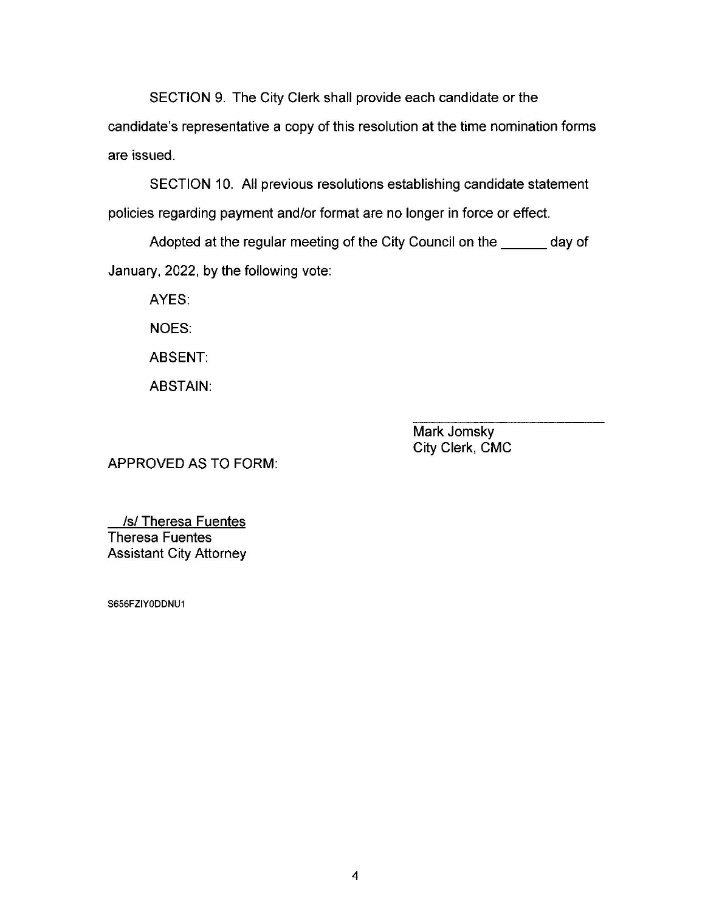SECTION 9. The City Clerk shall provide each candidate or the candidate's representative a copy of this resolution at the time nomination forms are issued.

SECTION 10. All previous resolutions establishing candidate statement policies regarding payment and/or format are no longer in force or effect.

Adopted at the regular meeting of the City Council on the ______ day of January, 2022, by the following vote:

AYES:

NOES:

ABSENT:

ABSTAIN:

______________________
Mark Jomsky
City Clerk, CMC

APPROVED AS TO FORM:

/s/ Theresa Fuentes
Theresa Fuentes
Assistant City Attorney

S656FZIY0DDNU1